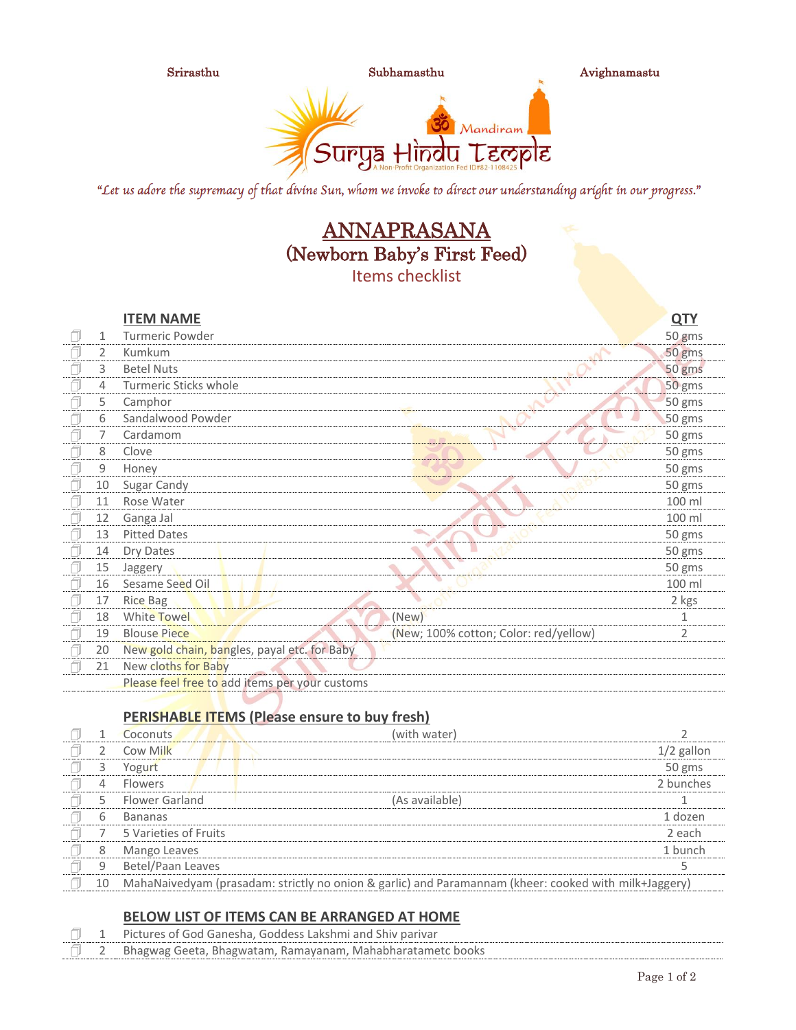Srirasthu Subhamasthu Avighnamastu

Surya Hindu Temple Mandiram

A Non-Profit Organization Fed ID#82-1108425

*"Let us adore the supremacy of that divine Sun, whom we invoke to direct our understanding aright in our progress."*

# ANNAPRASANA
## (Newborn Baby's First Feed)
### Items checklist

| | | ITEM NAME | | QTY |
|---|---|---|---|---|
| ☐ | 1 | Turmeric Powder | | 50 gms |
| ☐ | 2 | Kumkum | | 50 gms |
| ☐ | 3 | Betel Nuts | | 50 gms |
| ☐ | 4 | Turmeric Sticks whole | | 50 gms |
| ☐ | 5 | Camphor | | 50 gms |
| ☐ | 6 | Sandalwood Powder | | 50 gms |
| ☐ | 7 | Cardamom | | 50 gms |
| ☐ | 8 | Clove | | 50 gms |
| ☐ | 9 | Honey | | 50 gms |
| ☐ | 10 | Sugar Candy | | 50 gms |
| ☐ | 11 | Rose Water | | 100 ml |
| ☐ | 12 | Ganga Jal | | 100 ml |
| ☐ | 13 | Pitted Dates | | 50 gms |
| ☐ | 14 | Dry Dates | | 50 gms |
| ☐ | 15 | Jaggery | | 50 gms |
| ☐ | 16 | Sesame Seed Oil | | 100 ml |
| ☐ | 17 | Rice Bag | | 2 kgs |
| ☐ | 18 | White Towel | (New) | 1 |
| ☐ | 19 | Blouse Piece | (New; 100% cotton; Color: red/yellow) | 2 |
| ☐ | 20 | New gold chain, bangles, payal etc. for Baby | | |
| ☐ | 21 | New cloths for Baby | | |
| | | Please feel free to add items per your customs | | |

| | | PERISHABLE ITEMS (Please ensure to buy fresh) | | |
|---|---|---|---|---|
| ☐ | 1 | Coconuts | (with water) | 2 |
| ☐ | 2 | Cow Milk | | 1/2 gallon |
| ☐ | 3 | Yogurt | | 50 gms |
| ☐ | 4 | Flowers | | 2 bunches |
| ☐ | 5 | Flower Garland | (As available) | 1 |
| ☐ | 6 | Bananas | | 1 dozen |
| ☐ | 7 | 5 Varieties of Fruits | | 2 each |
| ☐ | 8 | Mango Leaves | | 1 bunch |
| ☐ | 9 | Betel/Paan Leaves | | 5 |
| ☐ | 10 | MahaNaivedyam (prasadam: strictly no onion & garlic) and Paramannam (kheer: cooked with milk+Jaggery) | | |

| | | BELOW LIST OF ITEMS CAN BE ARRANGED AT HOME |
|---|---|---|
| ☐ | 1 | Pictures of God Ganesha, Goddess Lakshmi and Shiv parivar |
| ☐ | 2 | Bhagwag Geeta, Bhagwatam, Ramayanam, Mahabharatametc books |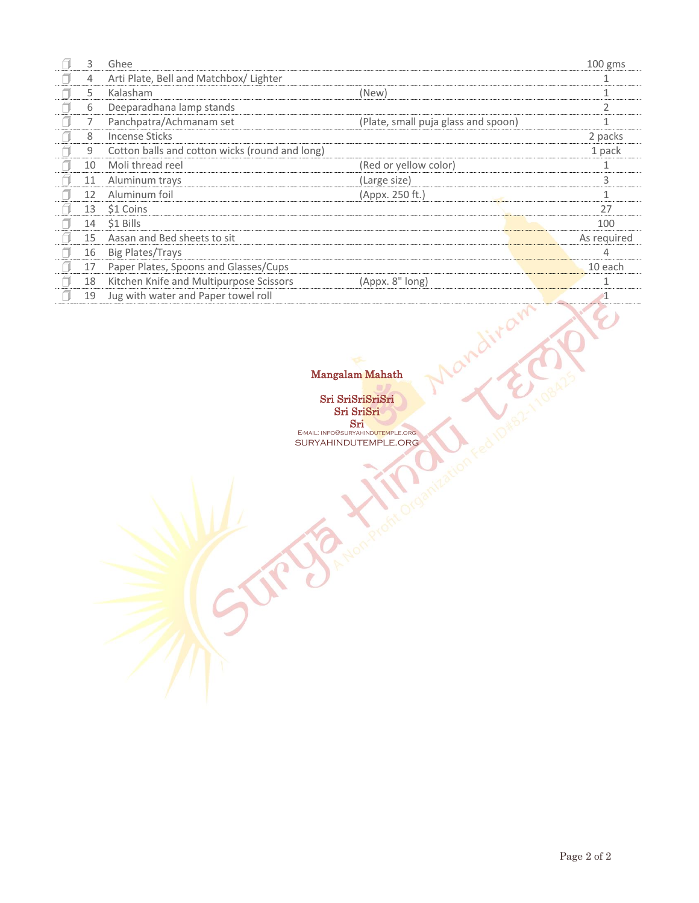| | | | | |
|---|---|---|---|---|
| ☐ | 3 | Ghee | | 100 gms |
| ☐ | 4 | Arti Plate, Bell and Matchbox/ Lighter | | 1 |
| ☐ | 5 | Kalasham | (New) | 1 |
| ☐ | 6 | Deeparadhana lamp stands | | 2 |
| ☐ | 7 | Panchpatra/Achmanam set | (Plate, small puja glass and spoon) | 1 |
| ☐ | 8 | Incense Sticks | | 2 packs |
| ☐ | 9 | Cotton balls and cotton wicks (round and long) | | 1 pack |
| ☐ | 10 | Moli thread reel | (Red or yellow color) | 1 |
| ☐ | 11 | Aluminum trays | (Large size) | 3 |
| ☐ | 12 | Aluminum foil | (Appx. 250 ft.) | 1 |
| ☐ | 13 | $1 Coins | | 27 |
| ☐ | 14 | $1 Bills | | 100 |
| ☐ | 15 | Aasan and Bed sheets to sit | | As required |
| ☐ | 16 | Big Plates/Trays | | 4 |
| ☐ | 17 | Paper Plates, Spoons and Glasses/Cups | | 10 each |
| ☐ | 18 | Kitchen Knife and Multipurpose Scissors | (Appx. 8" long) | 1 |
| ☐ | 19 | Jug with water and Paper towel roll | | 1 |

Mangalam Mahath

Sri SriSriSriSri
Sri SriSri
Sri

E-MAIL: INFO@SURYAHINDUTEMPLE.ORG
SURYAHINDUTEMPLE.ORG